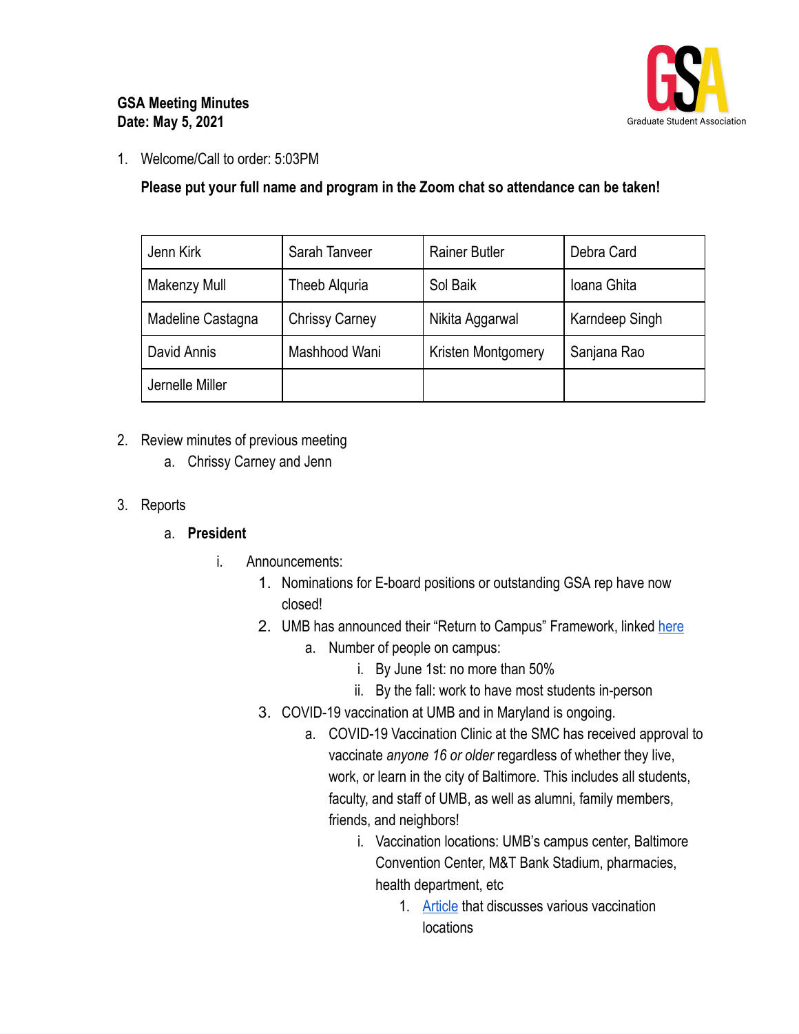**GSA Meeting Minutes**
**Date: May 5, 2021**

1. Welcome/Call to order: 5:03PM

   **Please put your full name and program in the Zoom chat so attendance can be taken!**

| Jenn Kirk | Sarah Tanveer | Rainer Butler | Debra Card |
|---|---|---|---|
| Makenzy Mull | Theeb Alquria | Sol Baik | Ioana Ghita |
| Madeline Castagna | Chrissy Carney | Nikita Aggarwal | Karndeep Singh |
| David Annis | Mashhood Wani | Kristen Montgomery | Sanjana Rao |
| Jernelle Miller | | | |

2. Review minutes of previous meeting
   a. Chrissy Carney and Jenn

3. Reports
   a. **President**
      i. Announcements:
         1. Nominations for E-board positions or outstanding GSA rep have now closed!
         2. UMB has announced their "Return to Campus" Framework, linked here
            a. Number of people on campus:
               i. By June 1st: no more than 50%
               ii. By the fall: work to have most students in-person
         3. COVID-19 vaccination at UMB and in Maryland is ongoing.
            a. COVID-19 Vaccination Clinic at the SMC has received approval to vaccinate *anyone 16 or older* regardless of whether they live, work, or learn in the city of Baltimore. This includes all students, faculty, and staff of UMB, as well as alumni, family members, friends, and neighbors!
               i. Vaccination locations: UMB's campus center, Baltimore Convention Center, M&T Bank Stadium, pharmacies, health department, etc
                  1. Article that discusses various vaccination locations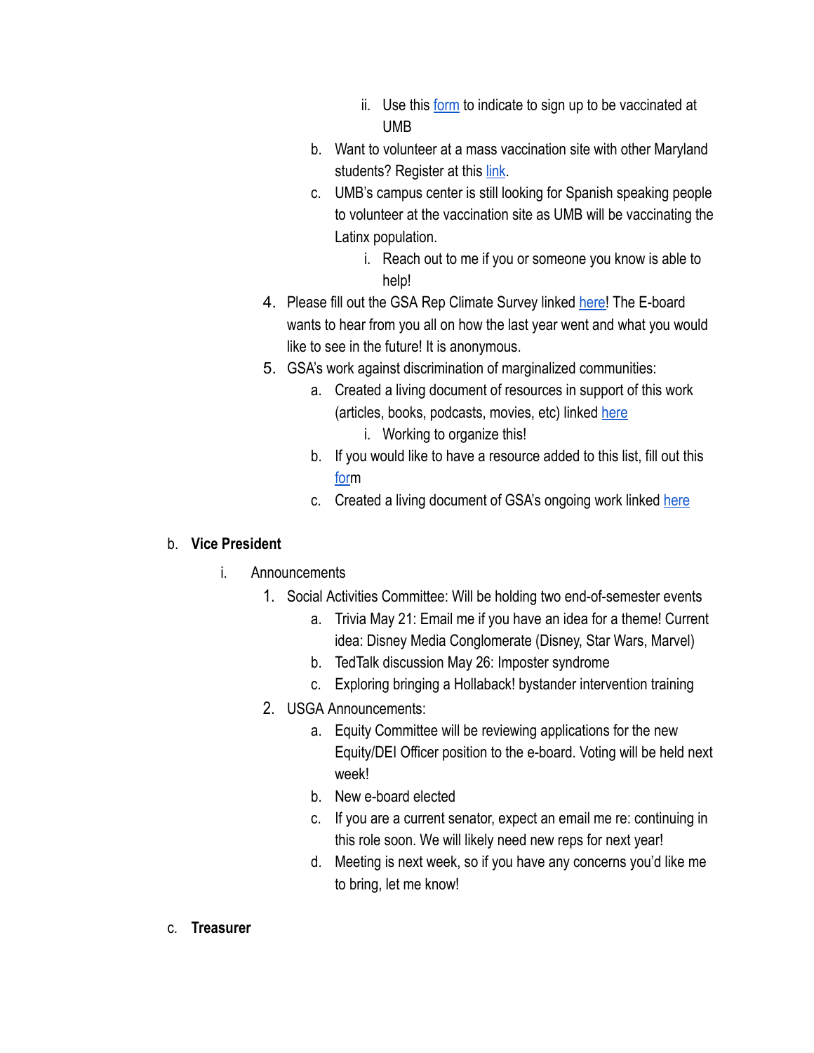ii. Use this form to indicate to sign up to be vaccinated at UMB

        b. Want to volunteer at a mass vaccination site with other Maryland students? Register at this link.

        c. UMB's campus center is still looking for Spanish speaking people to volunteer at the vaccination site as UMB will be vaccinating the Latinx population.

            i. Reach out to me if you or someone you know is able to help!

    4. Please fill out the GSA Rep Climate Survey linked here! The E-board wants to hear from you all on how the last year went and what you would like to see in the future! It is anonymous.

    5. GSA's work against discrimination of marginalized communities:

        a. Created a living document of resources in support of this work (articles, books, podcasts, movies, etc) linked here

            i. Working to organize this!

        b. If you would like to have a resource added to this list, fill out this form

        c. Created a living document of GSA's ongoing work linked here

b. **Vice President**

    i. Announcements

        1. Social Activities Committee: Will be holding two end-of-semester events

            a. Trivia May 21: Email me if you have an idea for a theme! Current idea: Disney Media Conglomerate (Disney, Star Wars, Marvel)

            b. TedTalk discussion May 26: Imposter syndrome

            c. Exploring bringing a Hollaback! bystander intervention training

        2. USGA Announcements:

            a. Equity Committee will be reviewing applications for the new Equity/DEI Officer position to the e-board. Voting will be held next week!

            b. New e-board elected

            c. If you are a current senator, expect an email me re: continuing in this role soon. We will likely need new reps for next year!

            d. Meeting is next week, so if you have any concerns you'd like me to bring, let me know!

c. **Treasurer**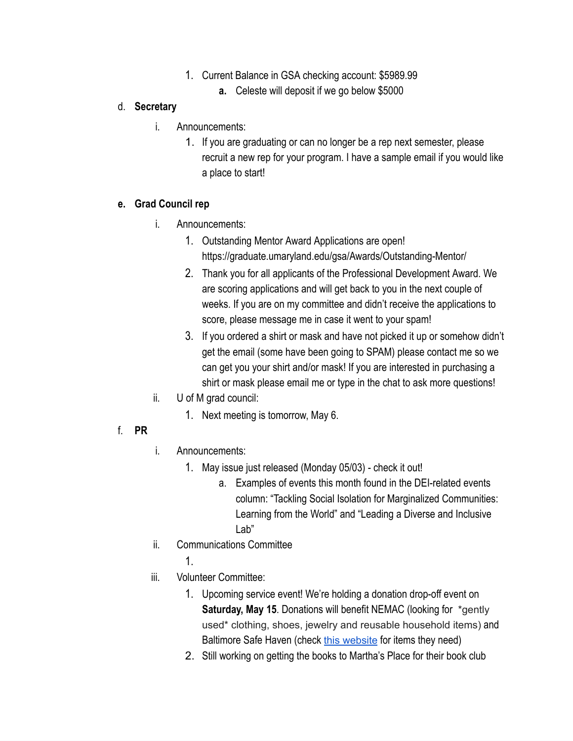1. Current Balance in GSA checking account: $5989.99
    - **a.** Celeste will deposit if we go below $5000

d. **Secretary**

- i. Announcements:
    1. If you are graduating or can no longer be a rep next semester, please recruit a new rep for your program. I have a sample email if you would like a place to start!

**e. Grad Council rep**

- i. Announcements:
    1. Outstanding Mentor Award Applications are open! https://graduate.umaryland.edu/gsa/Awards/Outstanding-Mentor/
    2. Thank you for all applicants of the Professional Development Award. We are scoring applications and will get back to you in the next couple of weeks. If you are on my committee and didn't receive the applications to score, please message me in case it went to your spam!
    3. If you ordered a shirt or mask and have not picked it up or somehow didn't get the email (some have been going to SPAM) please contact me so we can get you your shirt and/or mask! If you are interested in purchasing a shirt or mask please email me or type in the chat to ask more questions!
- ii. U of M grad council:
    1. Next meeting is tomorrow, May 6.

f. **PR**

- i. Announcements:
    1. May issue just released (Monday 05/03) - check it out!
        - a. Examples of events this month found in the DEI-related events column: "Tackling Social Isolation for Marginalized Communities: Learning from the World" and "Leading a Diverse and Inclusive Lab"
- ii. Communications Committee
    1.
- iii. Volunteer Committee:
    1. Upcoming service event! We're holding a donation drop-off event on **Saturday, May 15**. Donations will benefit NEMAC (looking for *gently used* clothing, shoes, jewelry and reusable household items) and Baltimore Safe Haven (check [this website]() for items they need)
    2. Still working on getting the books to Martha's Place for their book club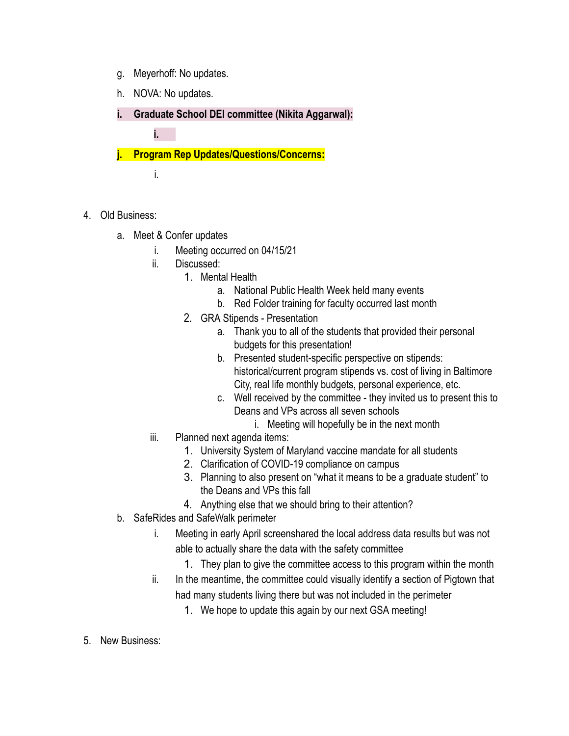g. Meyerhoff: No updates.

h. NOVA: No updates.

**i. Graduate School DEI committee (Nikita Aggarwal):**

  **i.**

**j. Program Rep Updates/Questions/Concerns:**

  i.

4. Old Business:
   a. Meet & Confer updates
      i. Meeting occurred on 04/15/21
      ii. Discussed:
         1. Mental Health
            a. National Public Health Week held many events
            b. Red Folder training for faculty occurred last month
         2. GRA Stipends - Presentation
            a. Thank you to all of the students that provided their personal budgets for this presentation!
            b. Presented student-specific perspective on stipends: historical/current program stipends vs. cost of living in Baltimore City, real life monthly budgets, personal experience, etc.
            c. Well received by the committee - they invited us to present this to Deans and VPs across all seven schools
               i. Meeting will hopefully be in the next month
      iii. Planned next agenda items:
         1. University System of Maryland vaccine mandate for all students
         2. Clarification of COVID-19 compliance on campus
         3. Planning to also present on "what it means to be a graduate student" to the Deans and VPs this fall
         4. Anything else that we should bring to their attention?
   b. SafeRides and SafeWalk perimeter
      i. Meeting in early April screenshared the local address data results but was not able to actually share the data with the safety committee
         1. They plan to give the committee access to this program within the month
      ii. In the meantime, the committee could visually identify a section of Pigtown that had many students living there but was not included in the perimeter
         1. We hope to update this again by our next GSA meeting!

5. New Business: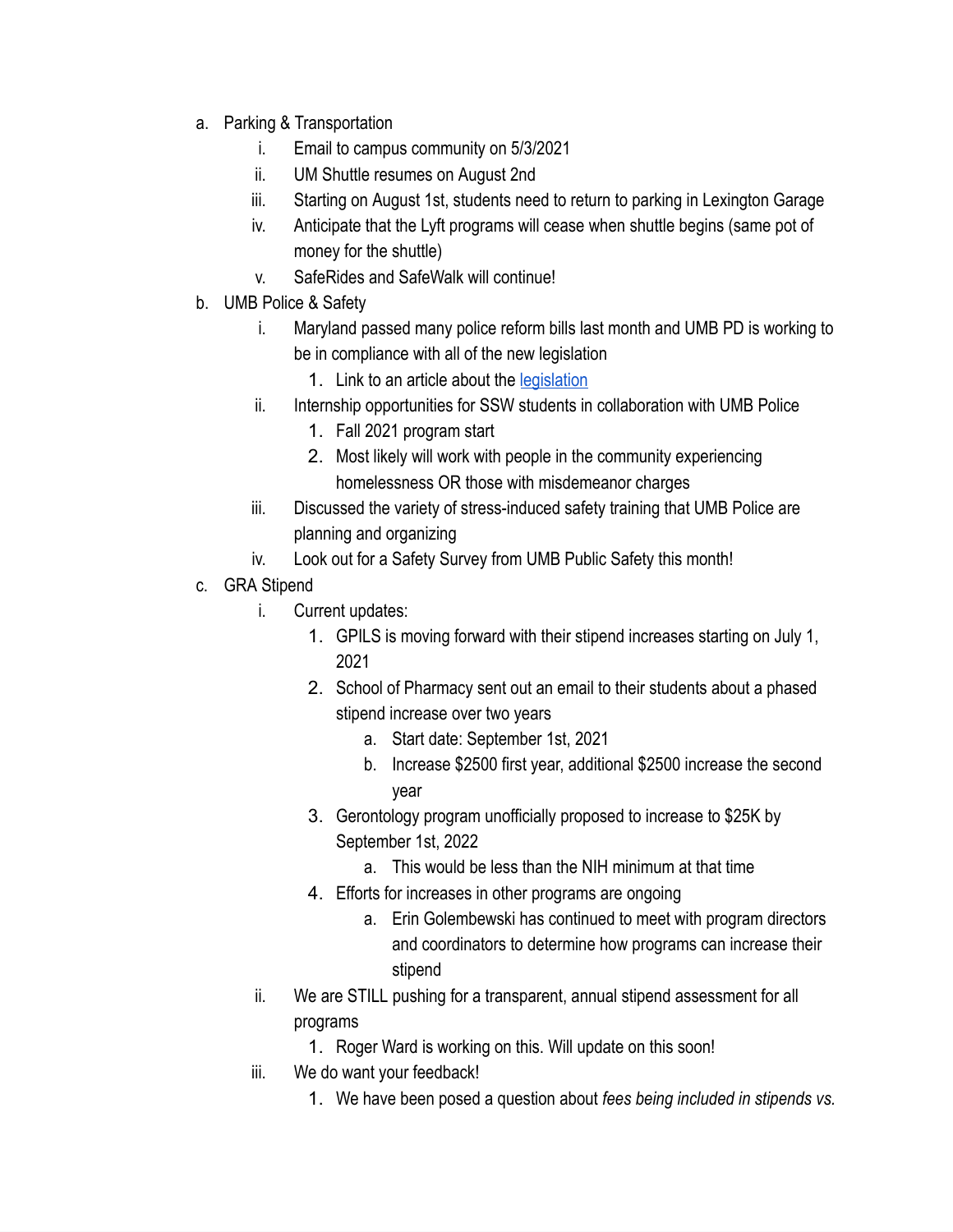a. Parking & Transportation
    i. Email to campus community on 5/3/2021
    ii. UM Shuttle resumes on August 2nd
    iii. Starting on August 1st, students need to return to parking in Lexington Garage
    iv. Anticipate that the Lyft programs will cease when shuttle begins (same pot of money for the shuttle)
    v. SafeRides and SafeWalk will continue!
b. UMB Police & Safety
    i. Maryland passed many police reform bills last month and UMB PD is working to be in compliance with all of the new legislation
        1. Link to an article about the [legislation]
    ii. Internship opportunities for SSW students in collaboration with UMB Police
        1. Fall 2021 program start
        2. Most likely will work with people in the community experiencing homelessness OR those with misdemeanor charges
    iii. Discussed the variety of stress-induced safety training that UMB Police are planning and organizing
    iv. Look out for a Safety Survey from UMB Public Safety this month!
c. GRA Stipend
    i. Current updates:
        1. GPILS is moving forward with their stipend increases starting on July 1, 2021
        2. School of Pharmacy sent out an email to their students about a phased stipend increase over two years
            a. Start date: September 1st, 2021
            b. Increase $2500 first year, additional $2500 increase the second year
        3. Gerontology program unofficially proposed to increase to $25K by September 1st, 2022
            a. This would be less than the NIH minimum at that time
        4. Efforts for increases in other programs are ongoing
            a. Erin Golembewski has continued to meet with program directors and coordinators to determine how programs can increase their stipend
    ii. We are STILL pushing for a transparent, annual stipend assessment for all programs
        1. Roger Ward is working on this. Will update on this soon!
    iii. We do want your feedback!
        1. We have been posed a question about *fees being included in stipends vs.*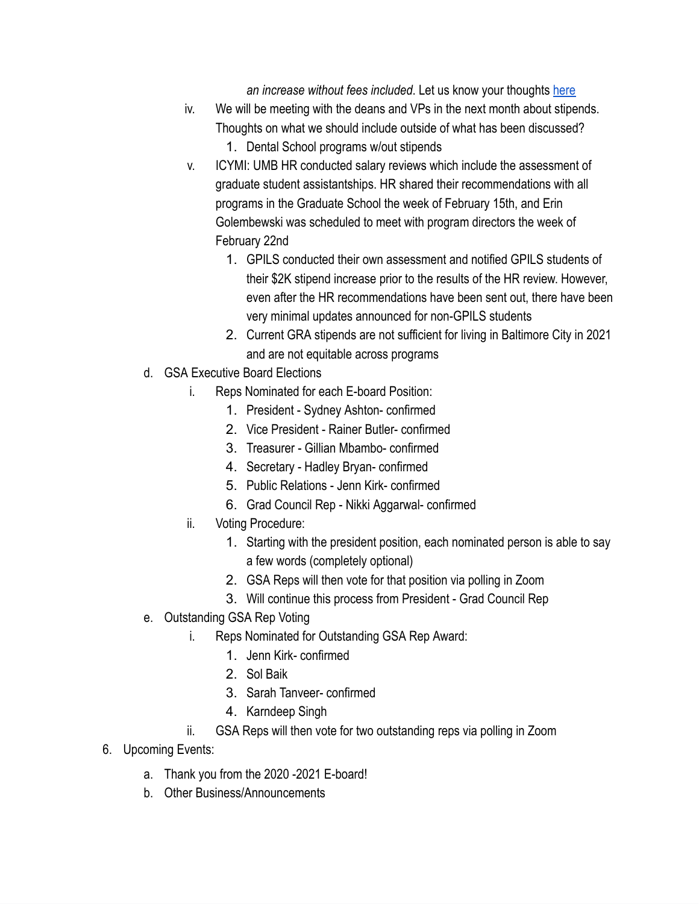*an increase without fees included*. Let us know your thoughts here

iv. We will be meeting with the deans and VPs in the next month about stipends. Thoughts on what we should include outside of what has been discussed?
   1. Dental School programs w/out stipends

v. ICYMI: UMB HR conducted salary reviews which include the assessment of graduate student assistantships. HR shared their recommendations with all programs in the Graduate School the week of February 15th, and Erin Golembewski was scheduled to meet with program directors the week of February 22nd
   1. GPILS conducted their own assessment and notified GPILS students of their $2K stipend increase prior to the results of the HR review. However, even after the HR recommendations have been sent out, there have been very minimal updates announced for non-GPILS students
   2. Current GRA stipends are not sufficient for living in Baltimore City in 2021 and are not equitable across programs

d. GSA Executive Board Elections
   i. Reps Nominated for each E-board Position:
      1. President - Sydney Ashton- confirmed
      2. Vice President - Rainer Butler- confirmed
      3. Treasurer - Gillian Mbambo- confirmed
      4. Secretary - Hadley Bryan- confirmed
      5. Public Relations - Jenn Kirk- confirmed
      6. Grad Council Rep - Nikki Aggarwal- confirmed
   ii. Voting Procedure:
      1. Starting with the president position, each nominated person is able to say a few words (completely optional)
      2. GSA Reps will then vote for that position via polling in Zoom
      3. Will continue this process from President - Grad Council Rep

e. Outstanding GSA Rep Voting
   i. Reps Nominated for Outstanding GSA Rep Award:
      1. Jenn Kirk- confirmed
      2. Sol Baik
      3. Sarah Tanveer- confirmed
      4. Karndeep Singh
   ii. GSA Reps will then vote for two outstanding reps via polling in Zoom

6. Upcoming Events:
   a. Thank you from the 2020 -2021 E-board!
   b. Other Business/Announcements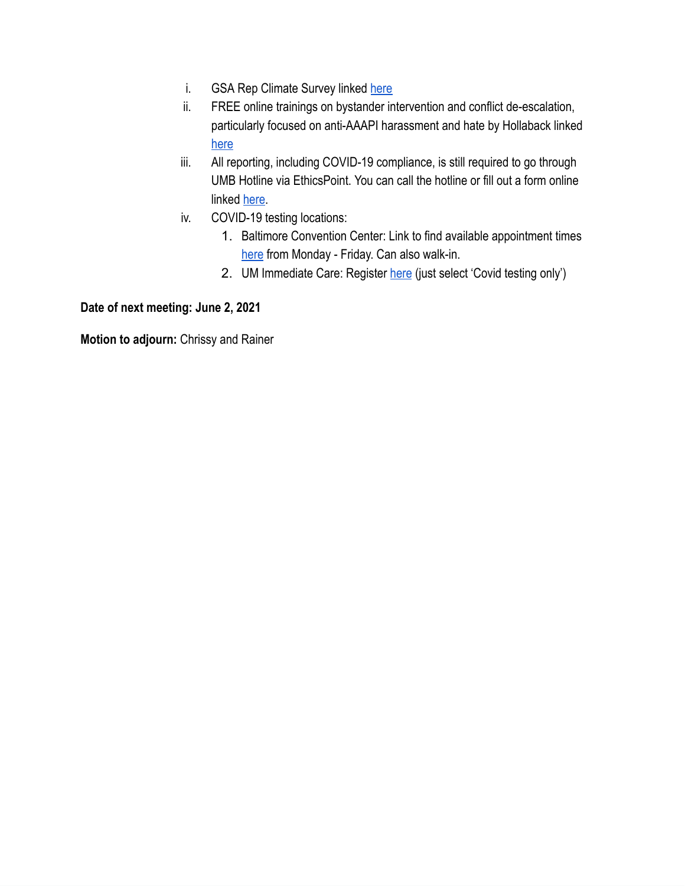i. GSA Rep Climate Survey linked here
ii. FREE online trainings on bystander intervention and conflict de-escalation, particularly focused on anti-AAAPI harassment and hate by Hollaback linked here
iii. All reporting, including COVID-19 compliance, is still required to go through UMB Hotline via EthicsPoint. You can call the hotline or fill out a form online linked here.
iv. COVID-19 testing locations:
    1. Baltimore Convention Center: Link to find available appointment times here from Monday - Friday. Can also walk-in.
    2. UM Immediate Care: Register here (just select 'Covid testing only')

**Date of next meeting: June 2, 2021**

**Motion to adjourn:** Chrissy and Rainer